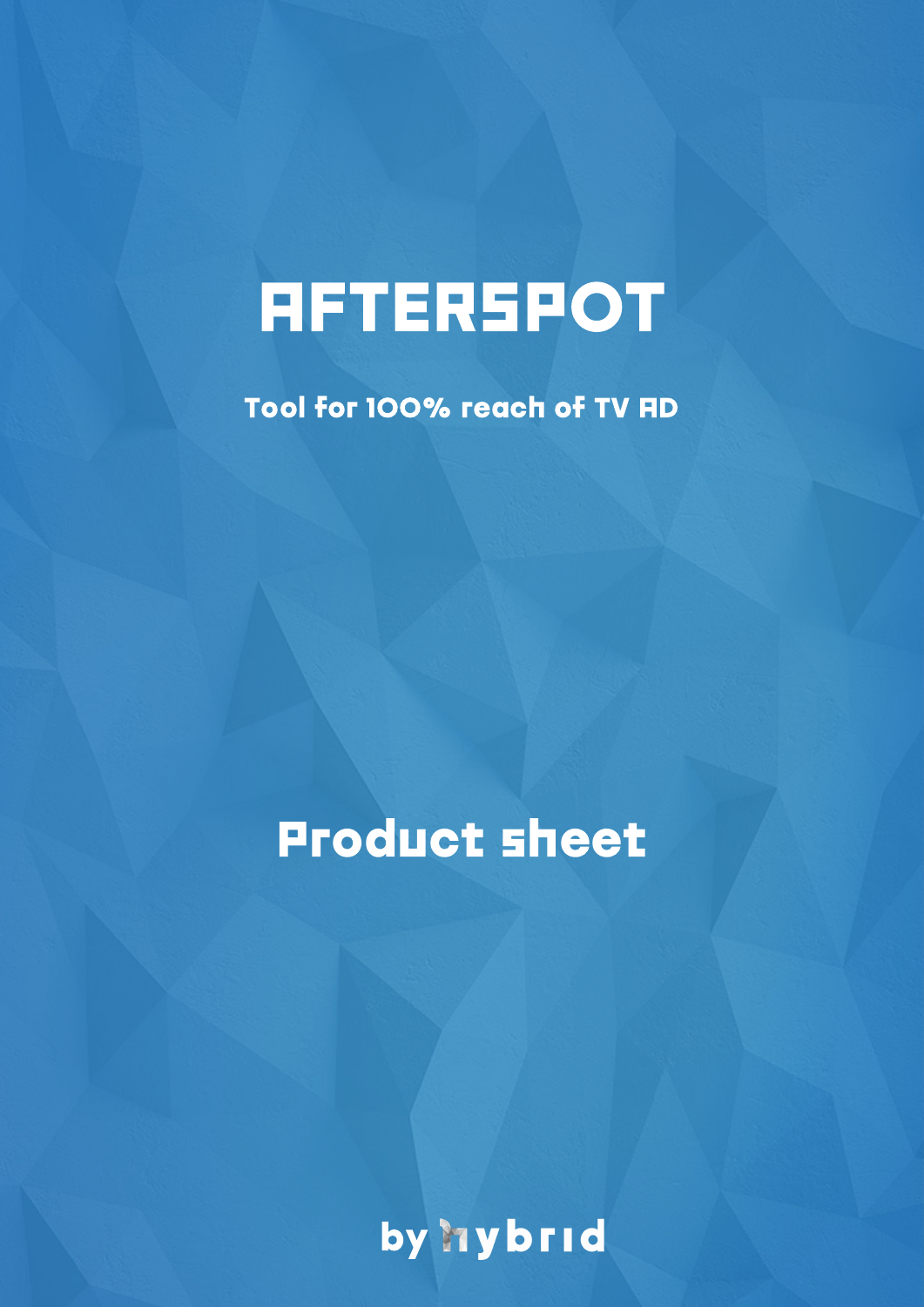# AFTERSPOT

Tool for 100% reach of TV AD

## Product sheet

by hybrid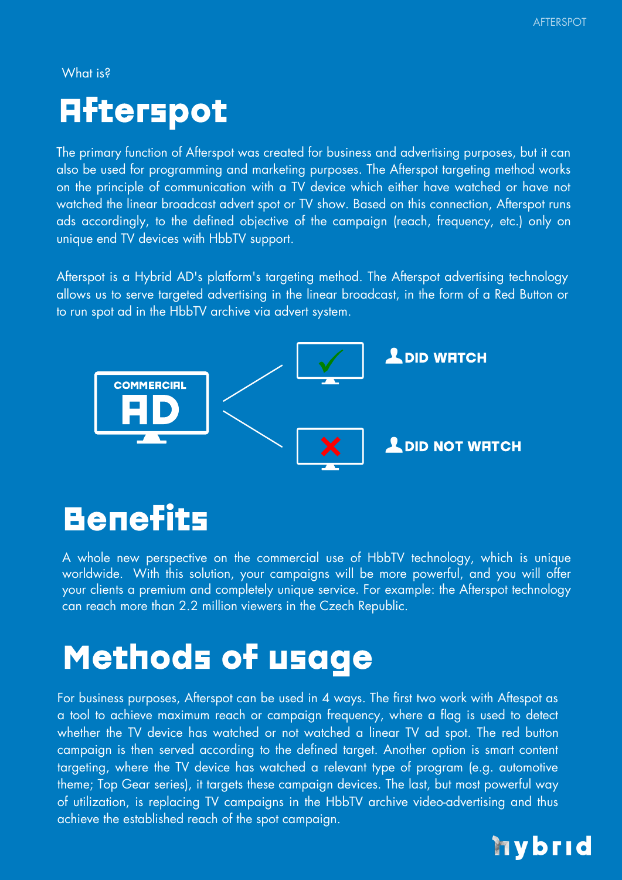What is?

# Afterspot

The primary function of Afterspot was created for business and advertising purposes, but it can also be used for programming and marketing purposes. The Afterspot targeting method works on the principle of communication with a TV device which either have watched or have not watched the linear broadcast advert spot or TV show. Based on this connection, Afterspot runs ads accordingly, to the defined objective of the campaign (reach, frequency, etc.) only on unique end TV devices with HbbTV support.

Afterspot is a Hybrid AD's platform's targeting method. The Afterspot advertising technology allows us to serve targeted advertising in the linear broadcast, in the form of a Red Button or to run spot ad in the HbbTV archive via advert system.

COMMERCIAL AD

DID WATCH

DID NOT WATCH

# Benefits

A whole new perspective on the commercial use of HbbTV technology, which is unique worldwide. With this solution, your campaigns will be more powerful, and you will offer your clients a premium and completely unique service. For example: the Afterspot technology can reach more than 2.2 million viewers in the Czech Republic.

# Methods of usage

For business purposes, Afterspot can be used in 4 ways. The first two work with Afespot as a tool to achieve maximum reach or campaign frequency, where a flag is used to detect whether the TV device has watched or not watched a linear TV ad spot. The red button campaign is then served according to the defined target. Another option is smart content targeting, where the TV device has watched a relevant type of program (e.g. automotive theme; Top Gear series), it targets these campaign devices. The last, but most powerful way of utilization, is replacing TV campaigns in the HbbTV archive video-advertising and thus achieve the established reach of the spot campaign.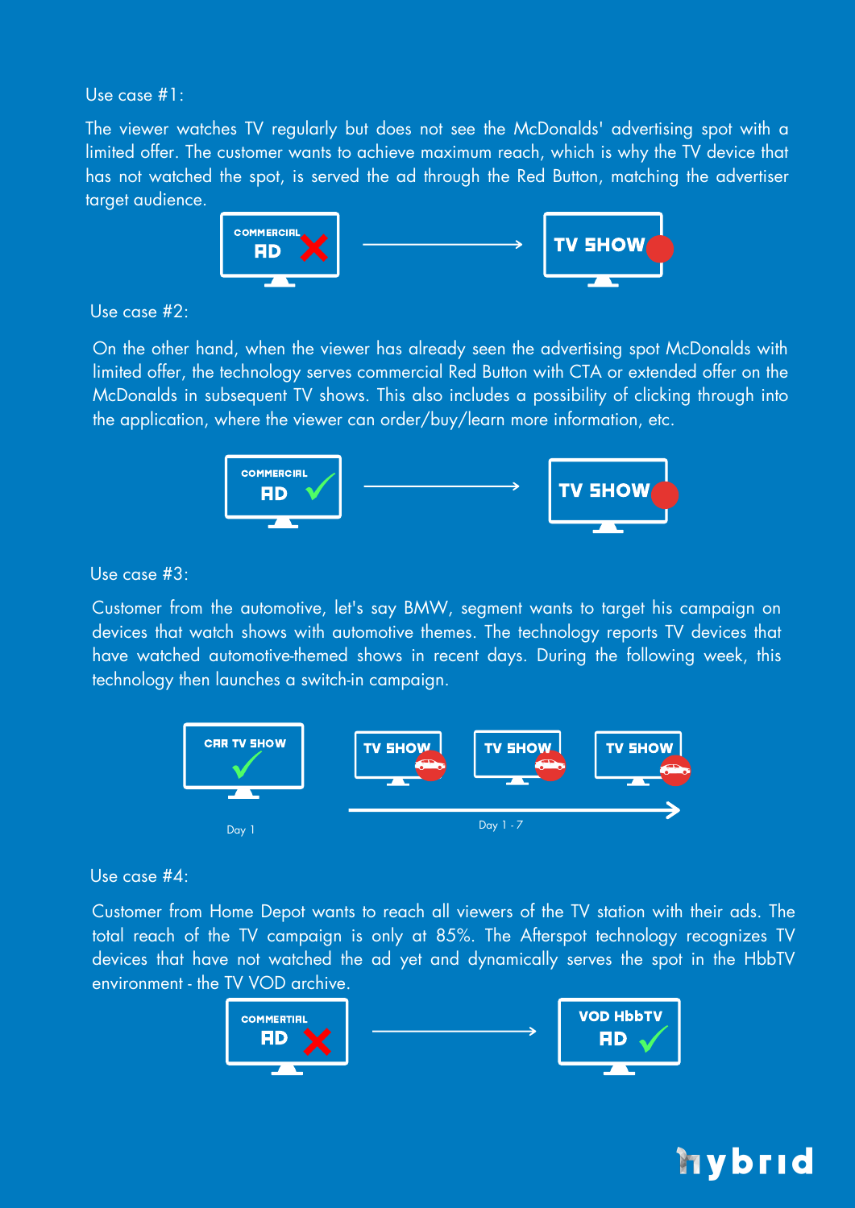Use case #1:

The viewer watches TV regularly but does not see the McDonalds' advertising spot with a limited offer. The customer wants to achieve maximum reach, which is why the TV device that has not watched the spot, is served the ad through the Red Button, matching the advertiser target audience.

COMMERCIAL AD → TV SHOW

Use case #2:

On the other hand, when the viewer has already seen the advertising spot McDonalds with limited offer, the technology serves commercial Red Button with CTA or extended offer on the McDonalds in subsequent TV shows. This also includes a possibility of clicking through into the application, where the viewer can order/buy/learn more information, etc.

COMMERCIAL AD → TV SHOW

Use case #3:

Customer from the automotive, let's say BMW, segment wants to target his campaign on devices that watch shows with automotive themes. The technology reports TV devices that have watched automotive-themed shows in recent days. During the following week, this technology then launches a switch-in campaign.

CAR TV SHOW — Day 1

TV SHOW, TV SHOW, TV SHOW — Day 1 - 7

Use case #4:

Customer from Home Depot wants to reach all viewers of the TV station with their ads. The total reach of the TV campaign is only at 85%. The Afterspot technology recognizes TV devices that have not watched the ad yet and dynamically serves the spot in the HbbTV environment - the TV VOD archive.

COMMERTIAL AD → VOD HbbTV AD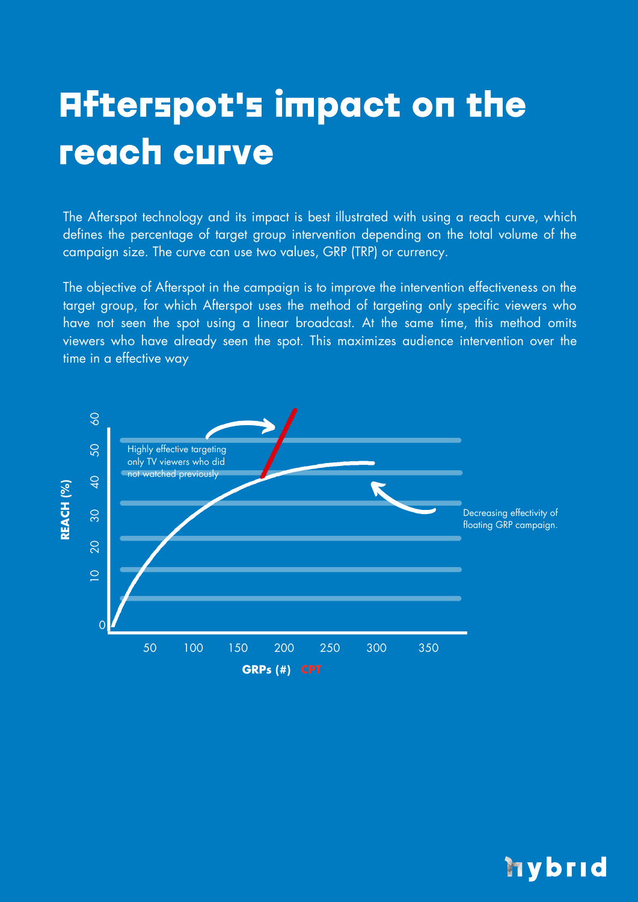# Afterspot's impact on the reach curve

The Afterspot technology and its impact is best illustrated with using a reach curve, which defines the percentage of target group intervention depending on the total volume of the campaign size. The curve can use two values, GRP (TRP) or currency.

The objective of Afterspot in the campaign is to improve the intervention effectiveness on the target group, for which Afterspot uses the method of targeting only specific viewers who have not seen the spot using a linear broadcast. At the same time, this method omits viewers who have already seen the spot. This maximizes audience intervention over the time in a effective way

REACH (%)

0 10 20 30 40 50 60

Highly effective targeting only TV viewers who did not watched previously

Decreasing effectivity of floating GRP campaign.

50 100 150 200 250 300 350

GRPs (#) CPT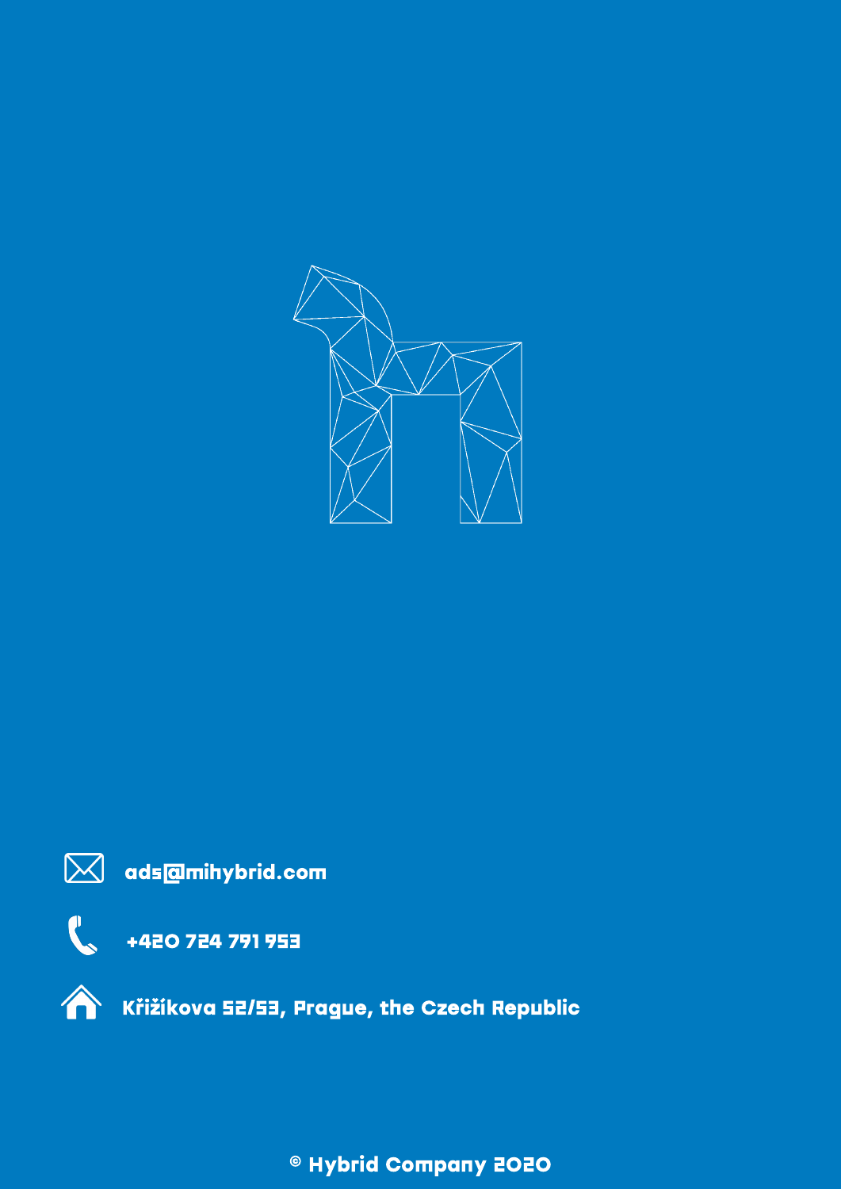ads@mihybrid.com

+420 724 791 953

Křižíkova 52/53, Prague, the Czech Republic

© Hybrid Company 2020